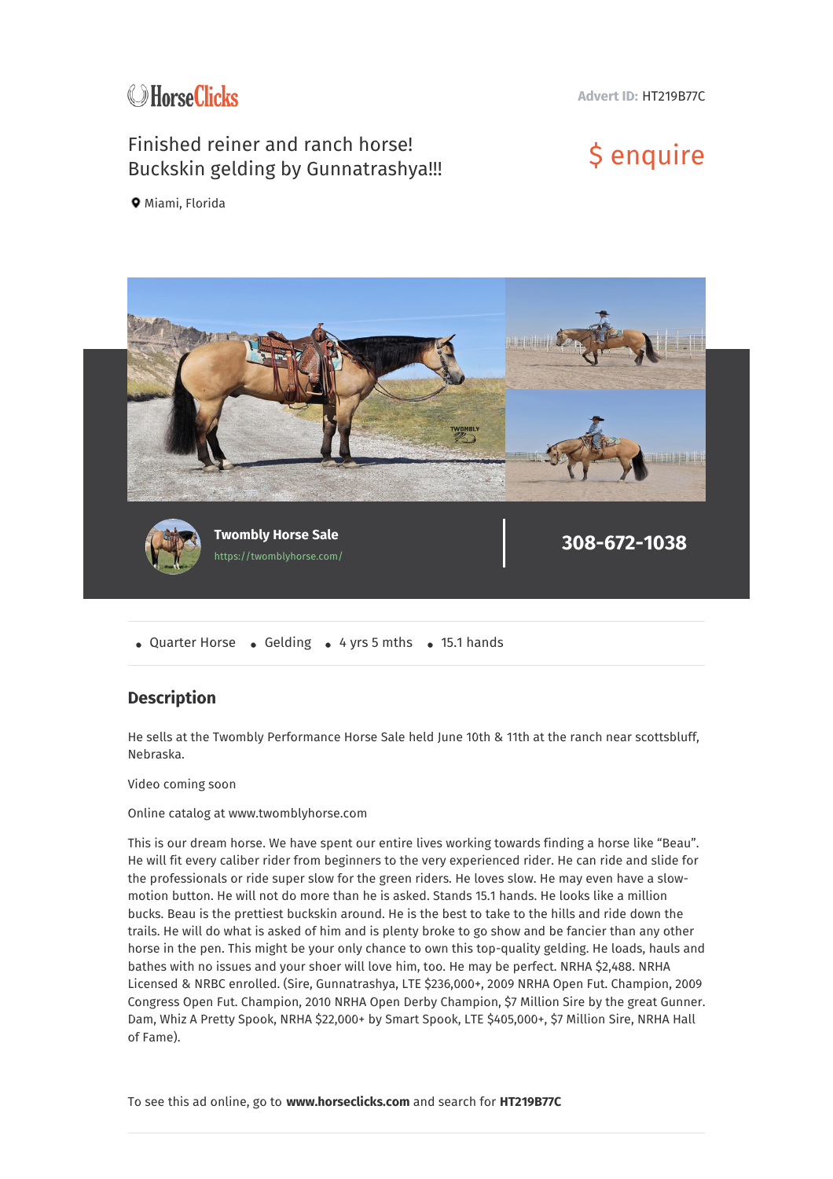HorseClicks

Advert ID: HT219B77C

# Finished reiner and ranch horse! Buckskin gelding by Gunnatrashya!!!

$ enquire

Miami, Florida

**Twombly Horse Sale**
https://twomblyhorse.com/

**308-672-1038**

- Quarter Horse
- Gelding
- 4 yrs 5 mths
- 15.1 hands

## Description

He sells at the Twombly Performance Horse Sale held June 10th & 11th at the ranch near scottsbluff, Nebraska.

Video coming soon

Online catalog at www.twomblyhorse.com

This is our dream horse. We have spent our entire lives working towards finding a horse like "Beau". He will fit every caliber rider from beginners to the very experienced rider. He can ride and slide for the professionals or ride super slow for the green riders. He loves slow. He may even have a slow-motion button. He will not do more than he is asked. Stands 15.1 hands. He looks like a million bucks. Beau is the prettiest buckskin around. He is the best to take to the hills and ride down the trails. He will do what is asked of him and is plenty broke to go show and be fancier than any other horse in the pen. This might be your only chance to own this top-quality gelding. He loads, hauls and bathes with no issues and your shoer will love him, too. He may be perfect. NRHA $2,488. NRHA Licensed & NRBC enrolled. (Sire, Gunnatrashya, LTE $236,000+, 2009 NRHA Open Fut. Champion, 2009 Congress Open Fut. Champion, 2010 NRHA Open Derby Champion, $7 Million Sire by the great Gunner. Dam, Whiz A Pretty Spook, NRHA $22,000+ by Smart Spook, LTE $405,000+, $7 Million Sire, NRHA Hall of Fame).

To see this ad online, go to **www.horseclicks.com** and search for **HT219B77C**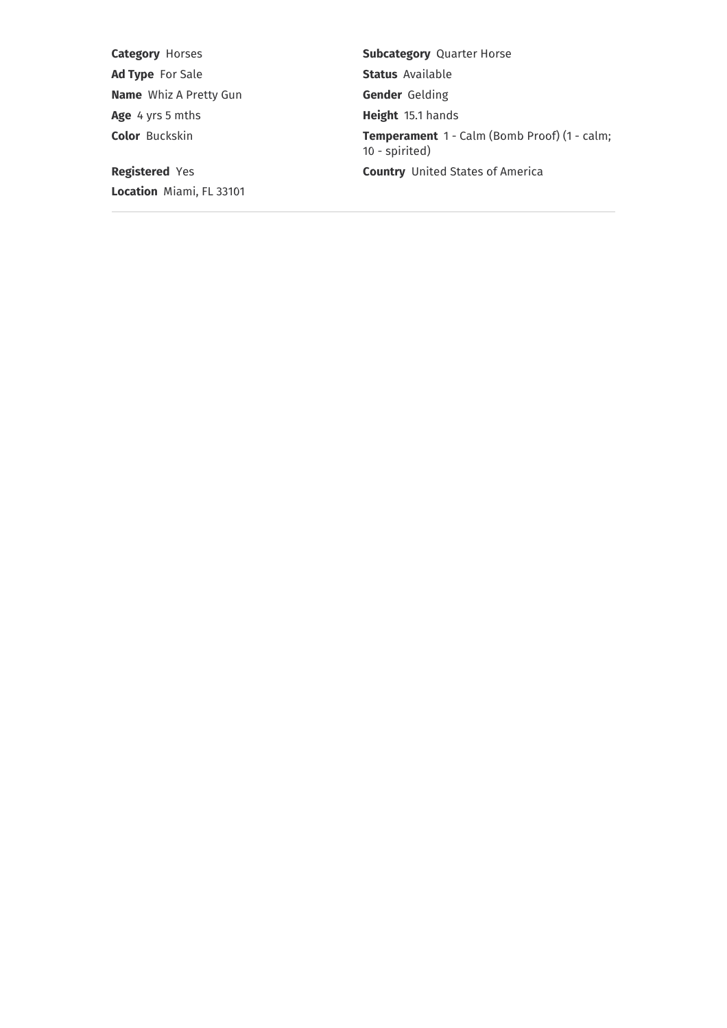**Category** Horses

**Ad Type** For Sale

**Name** Whiz A Pretty Gun

**Age** 4 yrs 5 mths

**Color** Buckskin

**Registered** Yes

**Location** Miami, FL 33101

**Subcategory** Quarter Horse

**Status** Available

**Gender** Gelding

**Height** 15.1 hands

**Temperament** 1 - Calm (Bomb Proof) (1 - calm; 10 - spirited)

**Country** United States of America

---